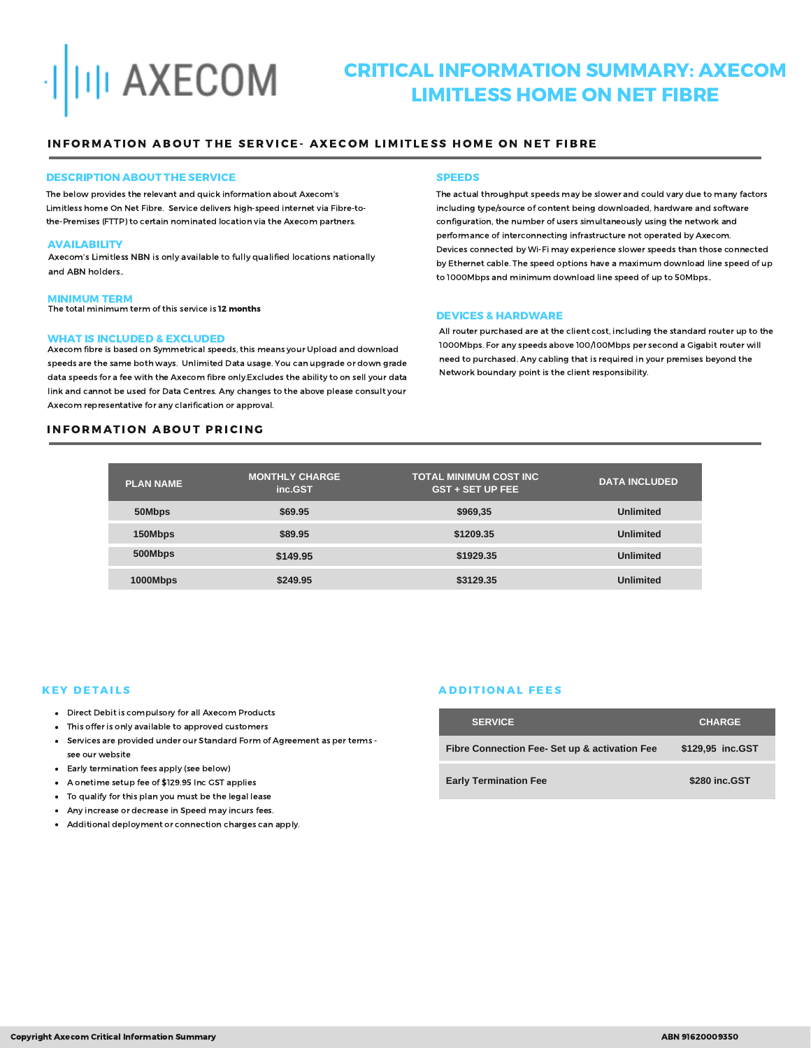AXECOM

# CRITICAL INFORMATION SUMMARY: AXECOM LIMITLESS HOME ON NET FIBRE

## INFORMATION ABOUT THE SERVICE- AXECOM LIMITLESS HOME ON NET FIBRE

### DESCRIPTION ABOUT THE SERVICE

The below provides the relevant and quick information about Axecom's Limitless home On Net Fibre. Service delivers high-speed internet via Fibre-to-the-Premises (FTTP) to certain nominated location via the Axecom partners.

### AVAILABILITY

Axecom's Limitless NBN is only available to fully qualified locations nationally and ABN holders..

### MINIMUM TERM

The total minimum term of this service is **12 months**

### WHAT IS INCLUDED & EXCLUDED

Axecom fibre is based on Symmetrical speeds, this means your Upload and download speeds are the same both ways. Unlimited Data usage. You can upgrade or down grade data speeds for a fee with the Axecom fibre only.Excludes the ability to on sell your data link and cannot be used for Data Centres. Any changes to the above please consult your Axecom representative for any clarification or approval.

### SPEEDS

The actual throughput speeds may be slower and could vary due to many factors including type/source of content being downloaded, hardware and software configuration, the number of users simultaneously using the network and performance of interconnecting infrastructure not operated by Axecom. Devices connected by Wi-Fi may experience slower speeds than those connected by Ethernet cable. The speed options have a maximum download line speed of up to 1000Mbps and minimum download line speed of up to 50Mbps..

### DEVICES & HARDWARE

All router purchased are at the client cost, including the standard router up to the 1000Mbps. For any speeds above 100/100Mbps per second a Gigabit router will need to purchased. Any cabling that is required in your premises beyond the Network boundary point is the client responsibility.

## INFORMATION ABOUT PRICING

| PLAN NAME | MONTHLY CHARGE inc.GST | TOTAL MINIMUM COST INC GST + SET UP FEE | DATA INCLUDED |
|---|---|---|---|
| 50Mbps | $69.95 | $969,35 | Unlimited |
| 150Mbps | $89.95 | $1209.35 | Unlimited |
| 500Mbps | $149.95 | $1929.35 | Unlimited |
| 1000Mbps | $249.95 | $3129.35 | Unlimited |

### KEY DETAILS

- Direct Debit is compulsory for all Axecom Products
- This offer is only available to approved customers
- Services are provided under our Standard Form of Agreement as per terms - see our website
- Early termination fees apply (see below)
- A onetime setup fee of $129.95 Inc GST applies
- To qualify for this plan you must be the legal lease
- Any increase or decrease in Speed may incurs fees.
- Additional deployment or connection charges can apply.

### ADDITIONAL FEES

| SERVICE | CHARGE |
|---|---|
| Fibre Connection Fee- Set up & activation Fee | $129,95 inc.GST |
| Early Termination Fee | $280 inc.GST |

Copyright Axecom Critical Information Summary

ABN 91620009350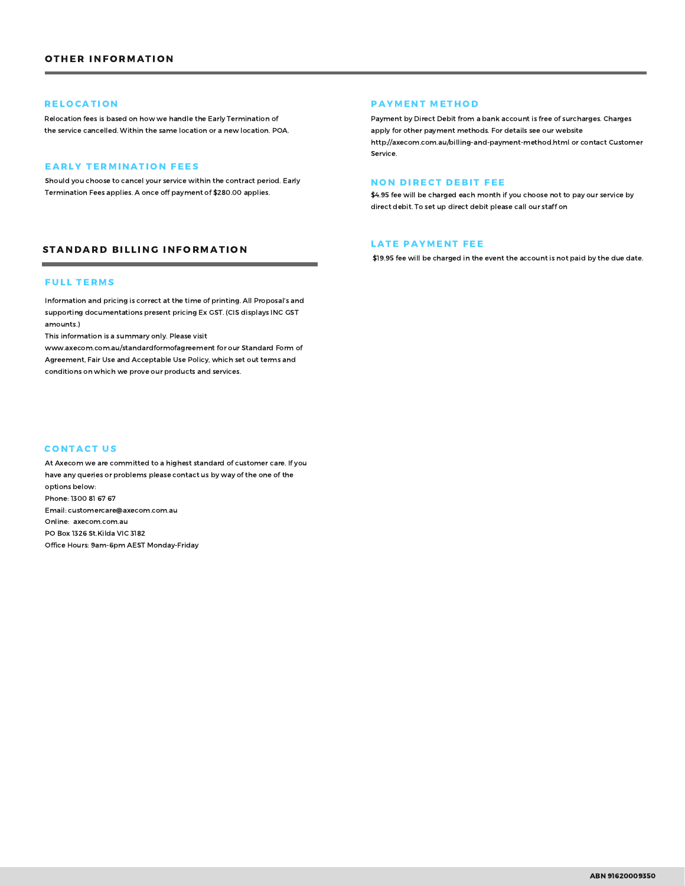## OTHER INFORMATION

### RELOCATION

Relocation fees is based on how we handle the Early Termination of the service cancelled. Within the same location or a new location. POA.

### EARLY TERMINATION FEES

Should you choose to cancel your service within the contract period. Early Termination Fees applies. A once off payment of $280.00 applies.

## STANDARD BILLING INFORMATION

### FULL TERMS

Information and pricing is correct at the time of printing. All Proposal's and supporting documentations present pricing Ex GST. (CIS displays INC GST amounts.)
This information is a summary only. Please visit www.axecom.com.au/standardformofagreement for our Standard Form of Agreement, Fair Use and Acceptable Use Policy, which set out terms and conditions on which we prove our products and services.

### CONTACT US

At Axecom we are committed to a highest standard of customer care. If you have any queries or problems please contact us by way of the one of the options below:
Phone: 1300 81 67 67
Email: customercare@axecom.com.au
Online: axecom.com.au
PO Box 1326 St.Kilda VIC 3182
Office Hours: 9am-6pm AEST Monday-Friday

### PAYMENT METHOD

Payment by Direct Debit from a bank account is free of surcharges. Charges apply for other payment methods. For details see our website http://axecom.com.au/billing-and-payment-method.html or contact Customer Service.

### NON DIRECT DEBIT FEE

$4.95 fee will be charged each month if you choose not to pay our service by direct debit. To set up direct debit please call our staff on

### LATE PAYMENT FEE

$19.95 fee will be charged in the event the account is not paid by the due date.

ABN 91620009350